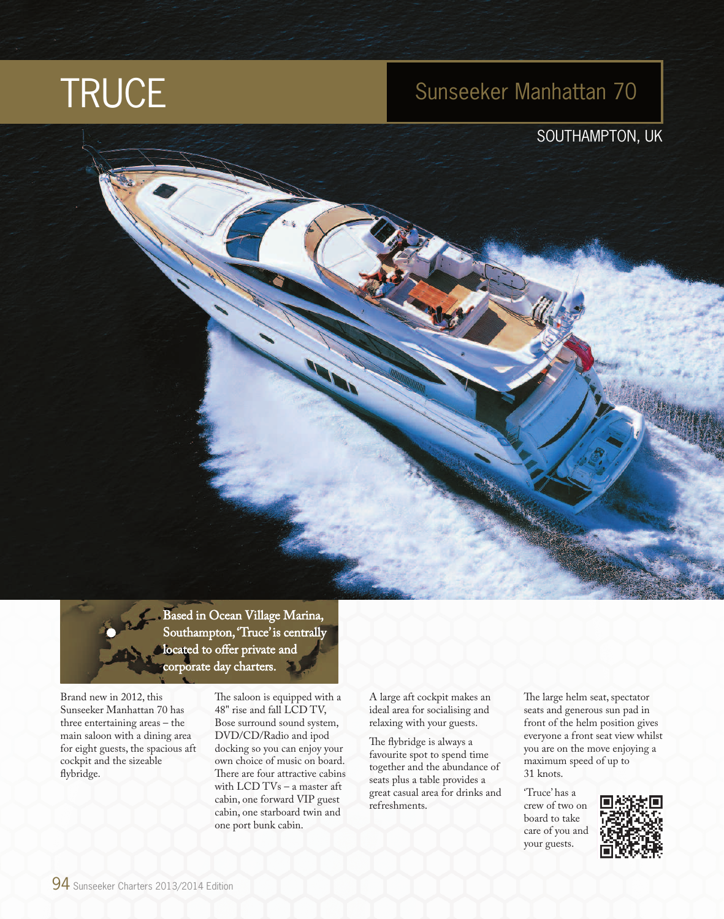# TRUCE

## Sunseeker Manhattan 70

SOUTHAMPTON, UK

**Based in Ocean Village Marina, Southampton, 'Truce' is centrally located to offer private and corporate day charters.**

Brand new in 2012, this Sunseeker Manhattan 70 has three entertaining areas – the main saloon with a dining area for eight guests, the spacious aft cockpit and the sizeable flybridge.

The saloon is equipped with a 48" rise and fall LCD TV, Bose surround sound system, DVD/CD/Radio and ipod docking so you can enjoy your own choice of music on board. There are four attractive cabins with LCD TVs – a master aft cabin, one forward VIP guest cabin, one starboard twin and one port bunk cabin.

A large aft cockpit makes an ideal area for socialising and relaxing with your guests.

The flybridge is always a favourite spot to spend time together and the abundance of seats plus a table provides a great casual area for drinks and refreshments.

The large helm seat, spectator seats and generous sun pad in front of the helm position gives everyone a front seat view whilst you are on the move enjoying a maximum speed of up to 31 knots.

'Truce' has a crew of two on board to take care of you and your guests.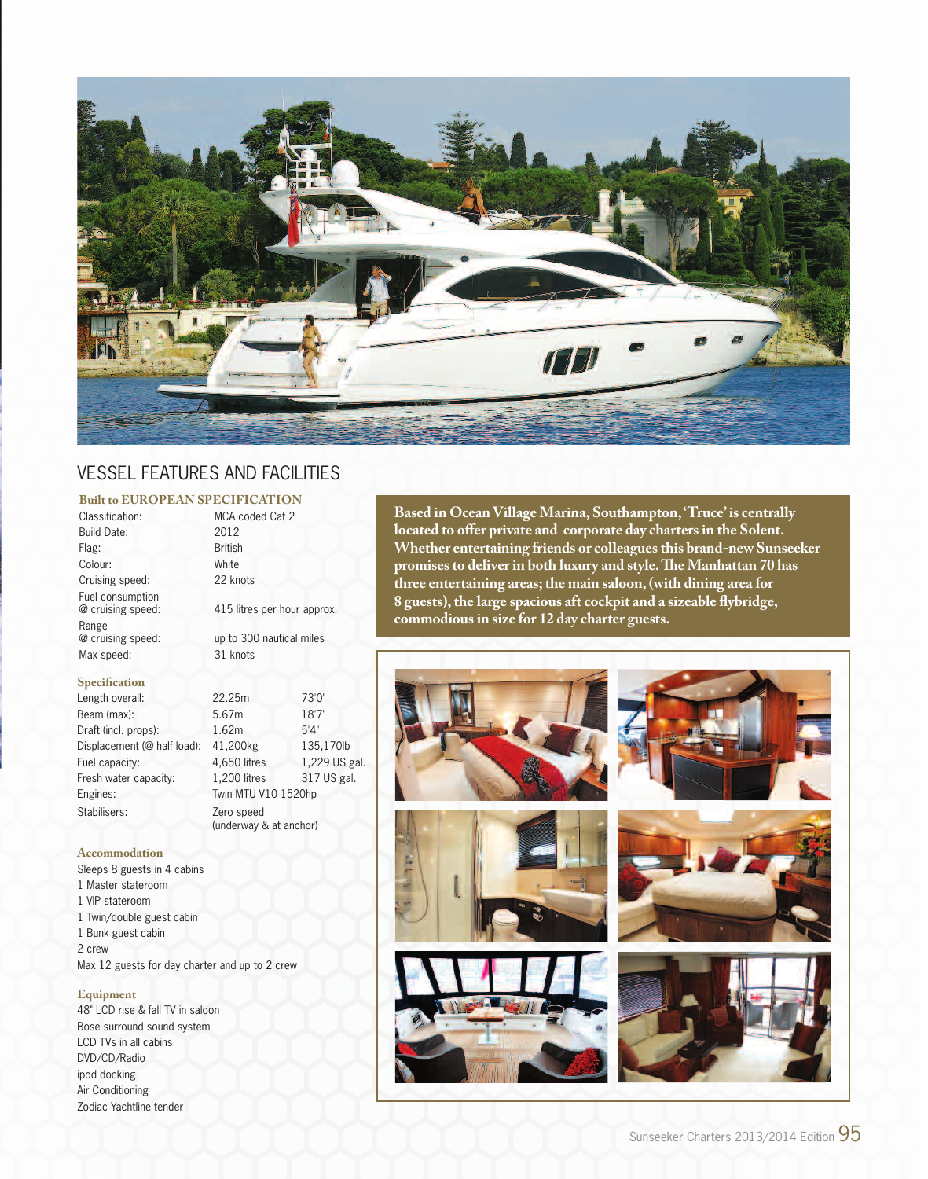# VESSEL FEATURES AND FACILITIES

### Built to EUROPEAN SPECIFICATION

| | |
|---|---|
| Classification: | MCA coded Cat 2 |
| Build Date: | 2012 |
| Flag: | British |
| Colour: | White |
| Cruising speed: | 22 knots |
| Fuel consumption @ cruising speed: | 415 litres per hour approx. |
| Range @ cruising speed: | up to 300 nautical miles |
| Max speed: | 31 knots |

### Specification

| | | |
|---|---|---|
| Length overall: | 22.25m | 73'0" |
| Beam (max): | 5.67m | 18'7" |
| Draft (incl. props): | 1.62m | 5'4" |
| Displacement (@ half load): | 41,200kg | 135,170lb |
| Fuel capacity: | 4,650 litres | 1,229 US gal. |
| Fresh water capacity: | 1,200 litres | 317 US gal. |
| Engines: | Twin MTU V10 1520hp | |
| Stabilisers: | Zero speed (underway & at anchor) | |

### Accommodation

Sleeps 8 guests in 4 cabins
1 Master stateroom
1 VIP stateroom
1 Twin/double guest cabin
1 Bunk guest cabin
2 crew
Max 12 guests for day charter and up to 2 crew

### Equipment

48" LCD rise & fall TV in saloon
Bose surround sound system
LCD TVs in all cabins
DVD/CD/Radio
ipod docking
Air Conditioning
Zodiac Yachtline tender

**Based in Ocean Village Marina, Southampton, 'Truce' is centrally located to offer private and corporate day charters in the Solent. Whether entertaining friends or colleagues this brand-new Sunseeker promises to deliver in both luxury and style. The Manhattan 70 has three entertaining areas; the main saloon, (with dining area for 8 guests), the large spacious aft cockpit and a sizeable flybridge, commodious in size for 12 day charter guests.**